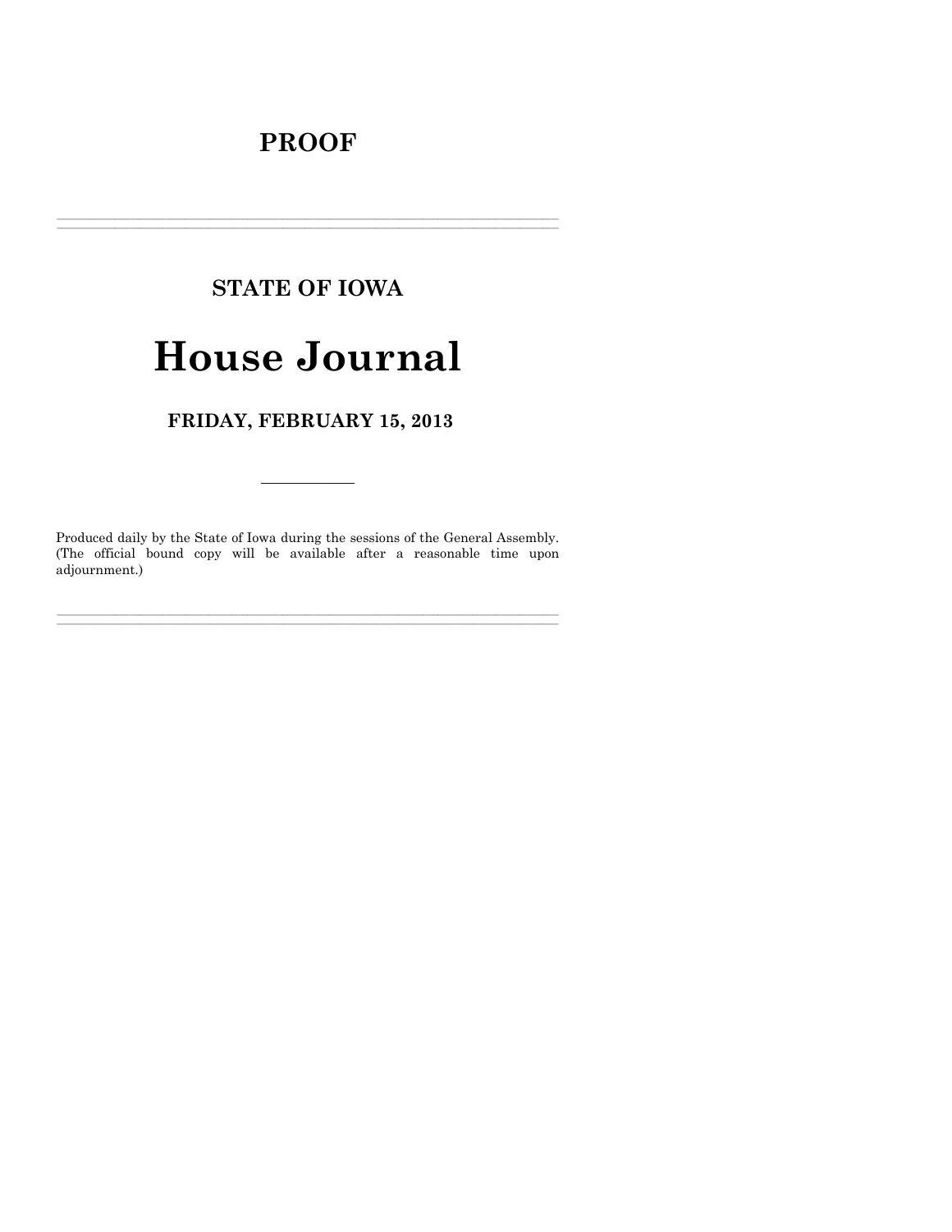# PROOF

---

## STATE OF IOWA

# House Journal

## FRIDAY, FEBRUARY 15, 2013

---

Produced daily by the State of Iowa during the sessions of the General Assembly. (The official bound copy will be available after a reasonable time upon adjournment.)

---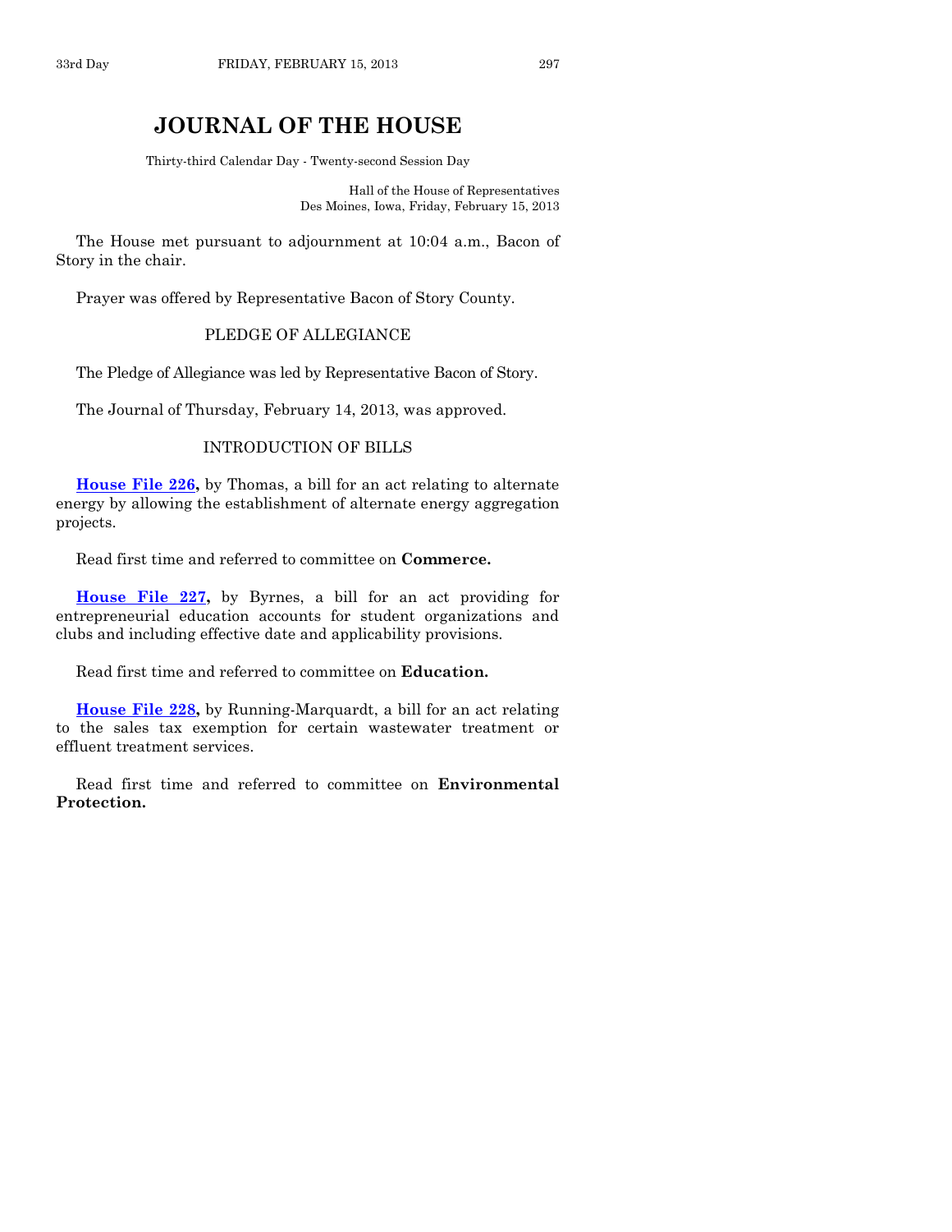# JOURNAL OF THE HOUSE

Thirty-third Calendar Day - Twenty-second Session Day

Hall of the House of Representatives
Des Moines, Iowa, Friday, February 15, 2013

The House met pursuant to adjournment at 10:04 a.m., Bacon of Story in the chair.

Prayer was offered by Representative Bacon of Story County.

PLEDGE OF ALLEGIANCE

The Pledge of Allegiance was led by Representative Bacon of Story.

The Journal of Thursday, February 14, 2013, was approved.

INTRODUCTION OF BILLS

**House File 226,** by Thomas, a bill for an act relating to alternate energy by allowing the establishment of alternate energy aggregation projects.

Read first time and referred to committee on **Commerce.**

**House File 227,** by Byrnes, a bill for an act providing for entrepreneurial education accounts for student organizations and clubs and including effective date and applicability provisions.

Read first time and referred to committee on **Education.**

**House File 228,** by Running-Marquardt, a bill for an act relating to the sales tax exemption for certain wastewater treatment or effluent treatment services.

Read first time and referred to committee on **Environmental Protection.**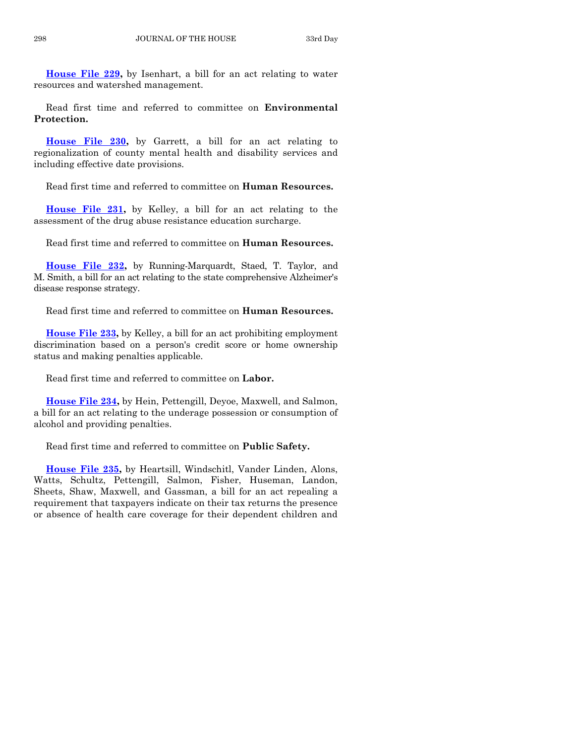**House File 229,** by Isenhart, a bill for an act relating to water resources and watershed management.

Read first time and referred to committee on **Environmental Protection.**

**House File 230,** by Garrett, a bill for an act relating to regionalization of county mental health and disability services and including effective date provisions.

Read first time and referred to committee on **Human Resources.**

**House File 231,** by Kelley, a bill for an act relating to the assessment of the drug abuse resistance education surcharge.

Read first time and referred to committee on **Human Resources.**

**House File 232,** by Running-Marquardt, Staed, T. Taylor, and M. Smith, a bill for an act relating to the state comprehensive Alzheimer's disease response strategy.

Read first time and referred to committee on **Human Resources.**

**House File 233,** by Kelley, a bill for an act prohibiting employment discrimination based on a person's credit score or home ownership status and making penalties applicable.

Read first time and referred to committee on **Labor.**

**House File 234,** by Hein, Pettengill, Deyoe, Maxwell, and Salmon, a bill for an act relating to the underage possession or consumption of alcohol and providing penalties.

Read first time and referred to committee on **Public Safety.**

**House File 235,** by Heartsill, Windschitl, Vander Linden, Alons, Watts, Schultz, Pettengill, Salmon, Fisher, Huseman, Landon, Sheets, Shaw, Maxwell, and Gassman, a bill for an act repealing a requirement that taxpayers indicate on their tax returns the presence or absence of health care coverage for their dependent children and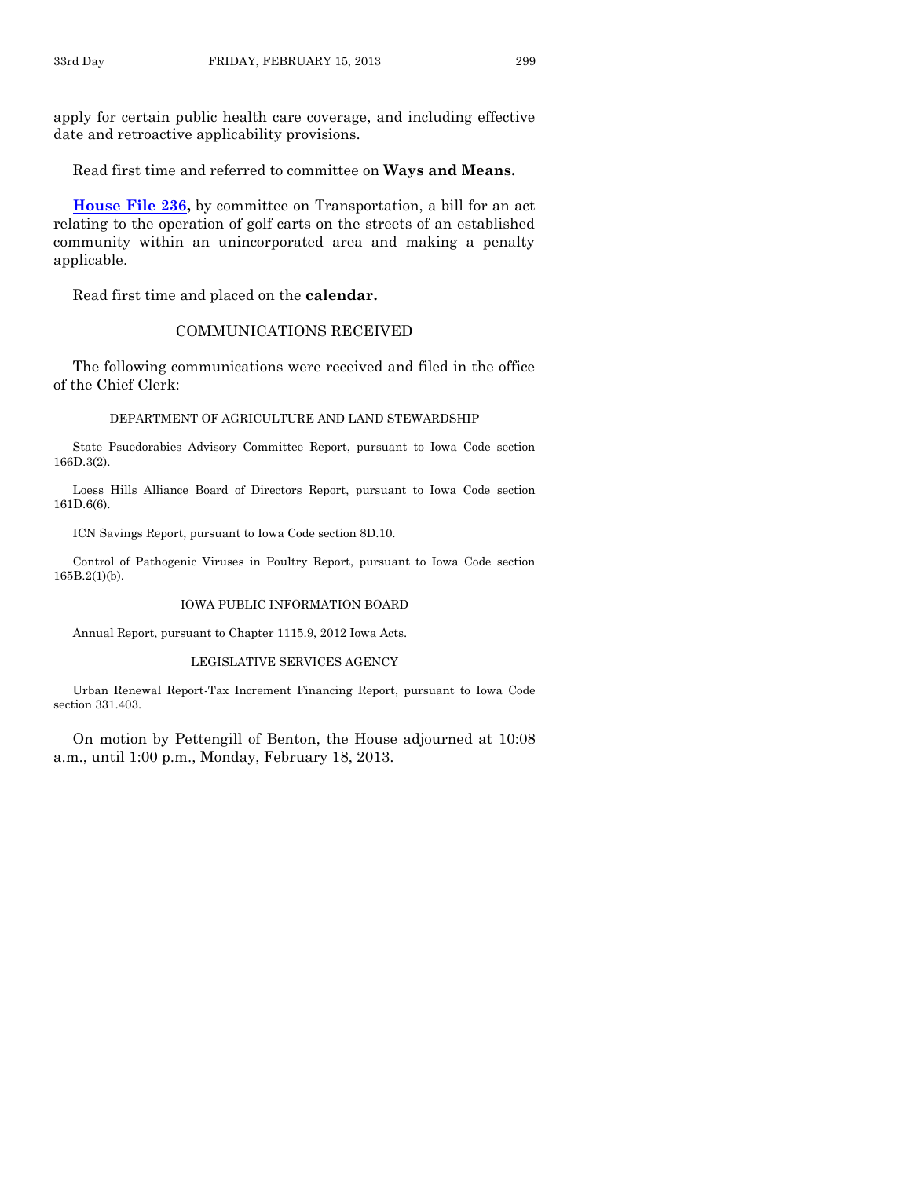apply for certain public health care coverage, and including effective date and retroactive applicability provisions.

Read first time and referred to committee on **Ways and Means.**

**House File 236,** by committee on Transportation, a bill for an act relating to the operation of golf carts on the streets of an established community within an unincorporated area and making a penalty applicable.

Read first time and placed on the **calendar.**

## COMMUNICATIONS RECEIVED

The following communications were received and filed in the office of the Chief Clerk:

### DEPARTMENT OF AGRICULTURE AND LAND STEWARDSHIP

State Psuedorabies Advisory Committee Report, pursuant to Iowa Code section 166D.3(2).

Loess Hills Alliance Board of Directors Report, pursuant to Iowa Code section 161D.6(6).

ICN Savings Report, pursuant to Iowa Code section 8D.10.

Control of Pathogenic Viruses in Poultry Report, pursuant to Iowa Code section 165B.2(1)(b).

### IOWA PUBLIC INFORMATION BOARD

Annual Report, pursuant to Chapter 1115.9, 2012 Iowa Acts.

### LEGISLATIVE SERVICES AGENCY

Urban Renewal Report-Tax Increment Financing Report, pursuant to Iowa Code section 331.403.

On motion by Pettengill of Benton, the House adjourned at 10:08 a.m., until 1:00 p.m., Monday, February 18, 2013.